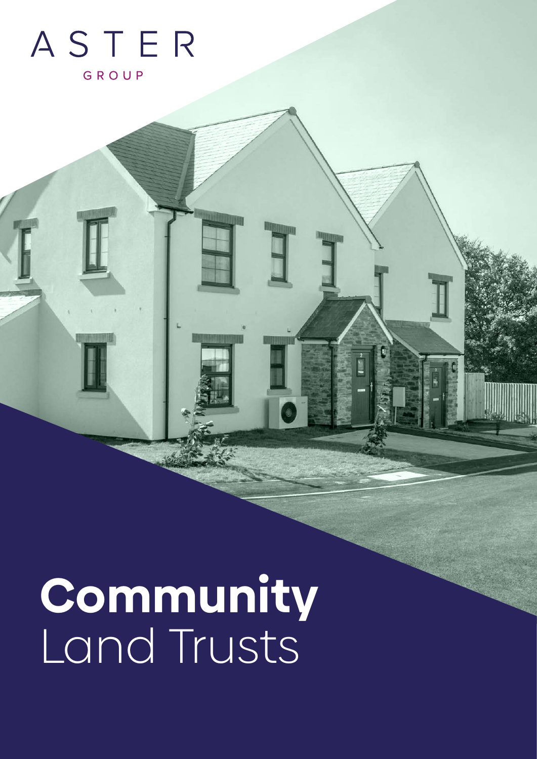ASTER

GROUP

# **Community** Land Trusts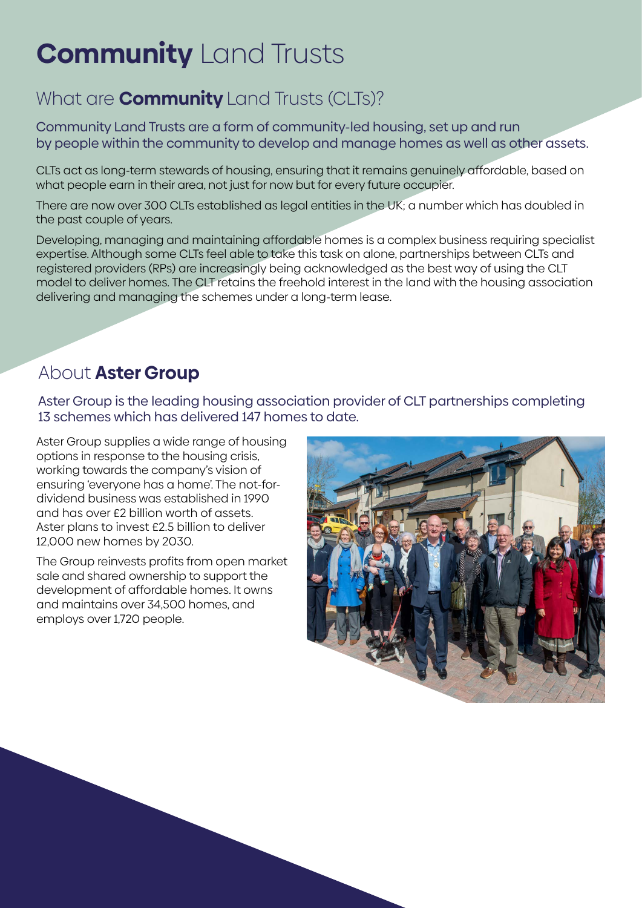# **Community** Land Trusts

## What are **Community** Land Trusts (CLTs)?

Community Land Trusts are a form of community-led housing, set up and run by people within the community to develop and manage homes as well as other assets.

CLTs act as long-term stewards of housing, ensuring that it remains genuinely affordable, based on what people earn in their area, not just for now but for every future occupier.

There are now over 300 CLTs established as legal entities in the UK; a number which has doubled in the past couple of years.

Developing, managing and maintaining affordable homes is a complex business requiring specialist expertise. Although some CLTs feel able to take this task on alone, partnerships between CLTs and registered providers (RPs) are increasingly being acknowledged as the best way of using the CLT model to deliver homes. The CLT retains the freehold interest in the land with the housing association delivering and managing the schemes under a long-term lease.

## About **Aster Group**

Aster Group is the leading housing association provider of CLT partnerships completing 13 schemes which has delivered 147 homes to date.

Aster Group supplies a wide range of housing options in response to the housing crisis, working towards the company's vision of ensuring 'everyone has a home'. The not-for-dividend business was established in 1990 and has over £2 billion worth of assets. Aster plans to invest £2.5 billion to deliver 12,000 new homes by 2030.

The Group reinvests profits from open market sale and shared ownership to support the development of affordable homes. It owns and maintains over 34,500 homes, and employs over 1,720 people.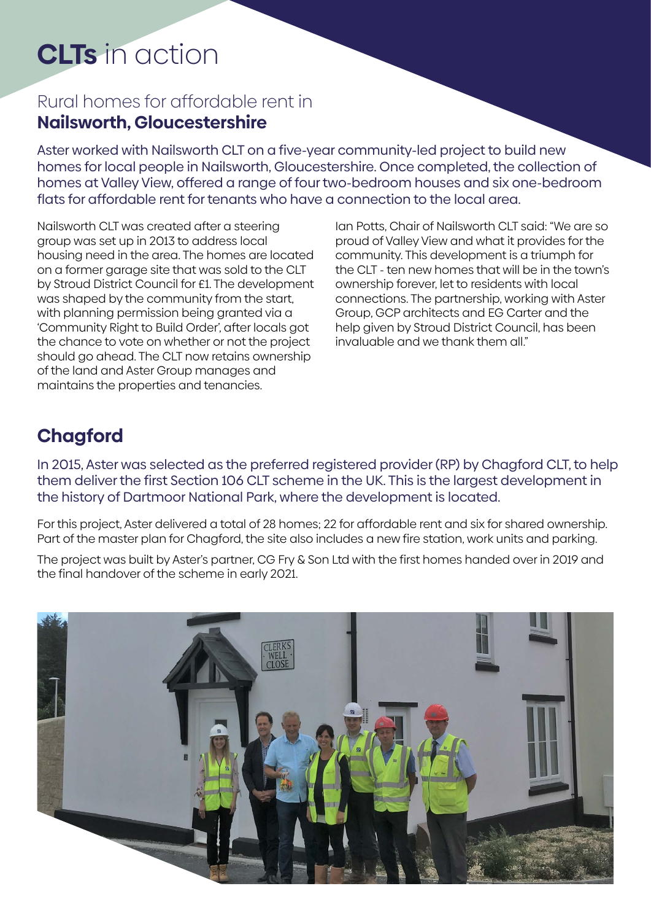# **CLTs** in action

## Rural homes for affordable rent in **Nailsworth, Gloucestershire**

Aster worked with Nailsworth CLT on a five-year community-led project to build new homes for local people in Nailsworth, Gloucestershire. Once completed, the collection of homes at Valley View, offered a range of four two-bedroom houses and six one-bedroom flats for affordable rent for tenants who have a connection to the local area.

Nailsworth CLT was created after a steering group was set up in 2013 to address local housing need in the area. The homes are located on a former garage site that was sold to the CLT by Stroud District Council for £1. The development was shaped by the community from the start, with planning permission being granted via a 'Community Right to Build Order', after locals got the chance to vote on whether or not the project should go ahead. The CLT now retains ownership of the land and Aster Group manages and maintains the properties and tenancies.

Ian Potts, Chair of Nailsworth CLT said: "We are so proud of Valley View and what it provides for the community. This development is a triumph for the CLT - ten new homes that will be in the town's ownership forever, let to residents with local connections. The partnership, working with Aster Group, GCP architects and EG Carter and the help given by Stroud District Council, has been invaluable and we thank them all."

## Chagford

In 2015, Aster was selected as the preferred registered provider (RP) by Chagford CLT, to help them deliver the first Section 106 CLT scheme in the UK. This is the largest development in the history of Dartmoor National Park, where the development is located.

For this project, Aster delivered a total of 28 homes; 22 for affordable rent and six for shared ownership. Part of the master plan for Chagford, the site also includes a new fire station, work units and parking.

The project was built by Aster's partner, CG Fry & Son Ltd with the first homes handed over in 2019 and the final handover of the scheme in early 2021.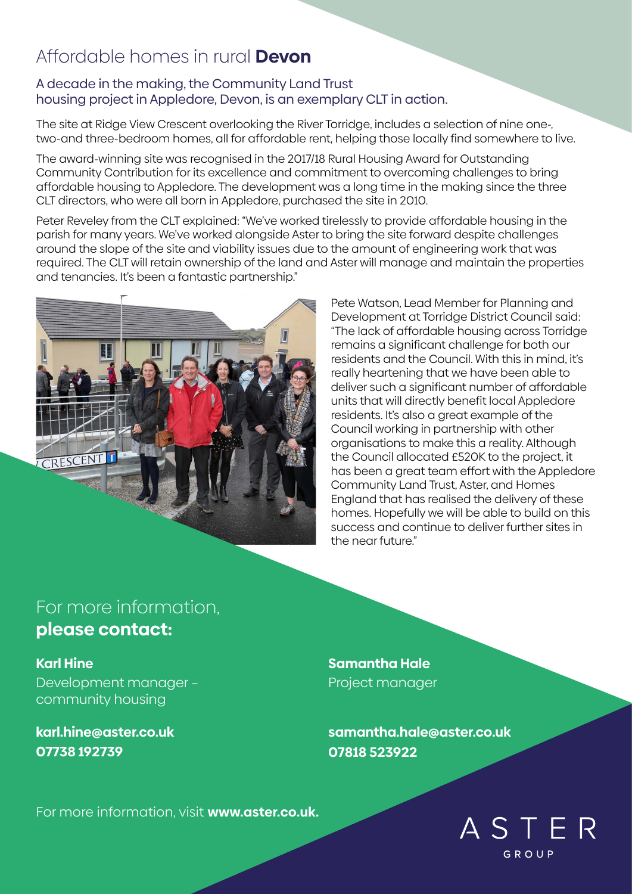# Affordable homes in rural **Devon**

A decade in the making, the Community Land Trust housing project in Appledore, Devon, is an exemplary CLT in action.

The site at Ridge View Crescent overlooking the River Torridge, includes a selection of nine one-, two-and three-bedroom homes, all for affordable rent, helping those locally find somewhere to live.

The award-winning site was recognised in the 2017/18 Rural Housing Award for Outstanding Community Contribution for its excellence and commitment to overcoming challenges to bring affordable housing to Appledore. The development was a long time in the making since the three CLT directors, who were all born in Appledore, purchased the site in 2010.

Peter Reveley from the CLT explained: "We've worked tirelessly to provide affordable housing in the parish for many years. We've worked alongside Aster to bring the site forward despite challenges around the slope of the site and viability issues due to the amount of engineering work that was required. The CLT will retain ownership of the land and Aster will manage and maintain the properties and tenancies. It's been a fantastic partnership."

Pete Watson, Lead Member for Planning and Development at Torridge District Council said: "The lack of affordable housing across Torridge remains a significant challenge for both our residents and the Council. With this in mind, it's really heartening that we have been able to deliver such a significant number of affordable units that will directly benefit local Appledore residents. It's also a great example of the Council working in partnership with other organisations to make this a reality. Although the Council allocated £520K to the project, it has been a great team effort with the Appledore Community Land Trust, Aster, and Homes England that has realised the delivery of these homes. Hopefully we will be able to build on this success and continue to deliver further sites in the near future."

## For more information, **please contact:**

**Karl Hine**
Development manager – community housing

**karl.hine@aster.co.uk**
**07738 192739**

**Samantha Hale**
Project manager

**samantha.hale@aster.co.uk**
**07818 523922**

For more information, visit **www.aster.co.uk.**

ASTER GROUP